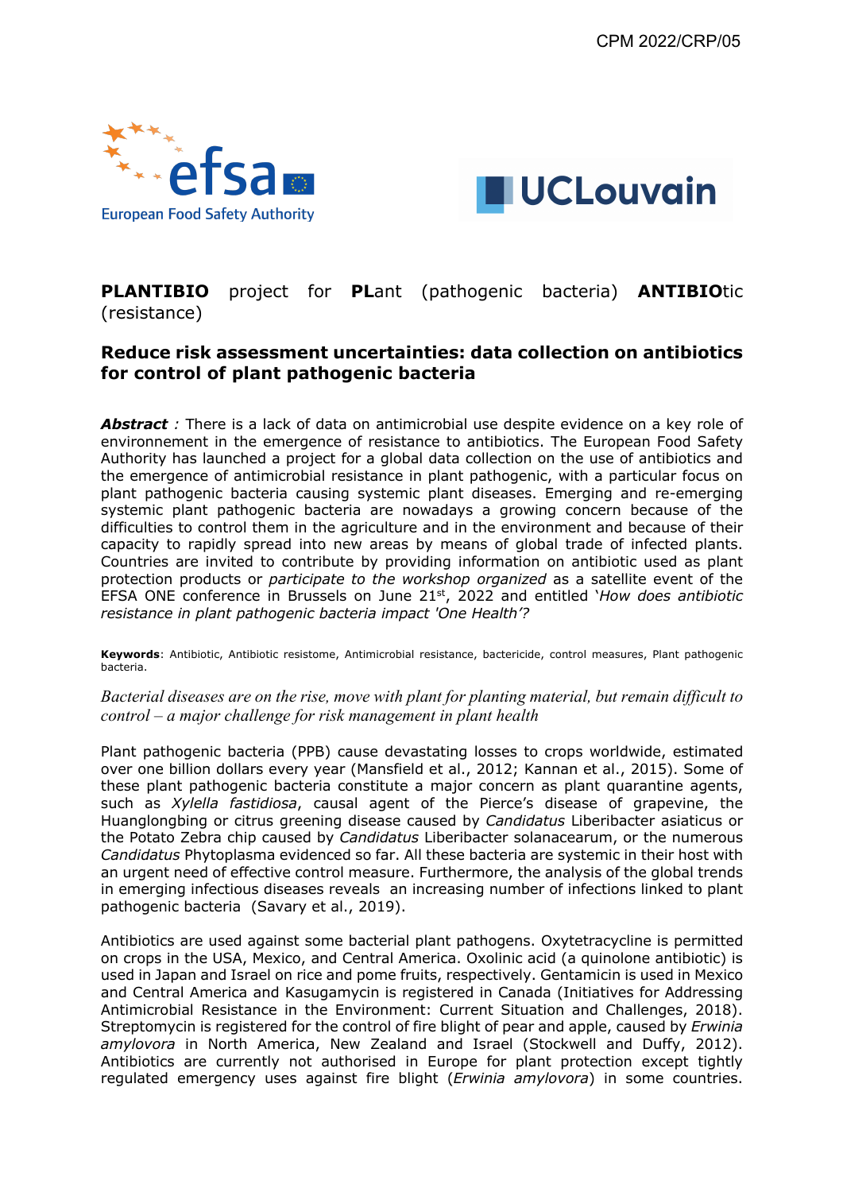CPM 2022/CRP/05

**PLANTIBIO** project for **PL**ant (pathogenic bacteria) **ANTIBIO**tic (resistance)

## Reduce risk assessment uncertainties: data collection on antibiotics for control of plant pathogenic bacteria

***Abstract :*** There is a lack of data on antimicrobial use despite evidence on a key role of environnement in the emergence of resistance to antibiotics. The European Food Safety Authority has launched a project for a global data collection on the use of antibiotics and the emergence of antimicrobial resistance in plant pathogenic, with a particular focus on plant pathogenic bacteria causing systemic plant diseases. Emerging and re-emerging systemic plant pathogenic bacteria are nowadays a growing concern because of the difficulties to control them in the agriculture and in the environment and because of their capacity to rapidly spread into new areas by means of global trade of infected plants. Countries are invited to contribute by providing information on antibiotic used as plant protection products or *participate to the workshop organized* as a satellite event of the EFSA ONE conference in Brussels on June 21st, 2022 and entitled '*How does antibiotic resistance in plant pathogenic bacteria impact 'One Health'?*

**Keywords**: Antibiotic, Antibiotic resistome, Antimicrobial resistance, bactericide, control measures, Plant pathogenic bacteria.

*Bacterial diseases are on the rise, move with plant for planting material, but remain difficult to control – a major challenge for risk management in plant health*

Plant pathogenic bacteria (PPB) cause devastating losses to crops worldwide, estimated over one billion dollars every year (Mansfield et al., 2012; Kannan et al., 2015). Some of these plant pathogenic bacteria constitute a major concern as plant quarantine agents, such as *Xylella fastidiosa*, causal agent of the Pierce's disease of grapevine, the Huanglongbing or citrus greening disease caused by *Candidatus* Liberibacter asiaticus or the Potato Zebra chip caused by *Candidatus* Liberibacter solanacearum, or the numerous *Candidatus* Phytoplasma evidenced so far. All these bacteria are systemic in their host with an urgent need of effective control measure. Furthermore, the analysis of the global trends in emerging infectious diseases reveals an increasing number of infections linked to plant pathogenic bacteria (Savary et al., 2019).

Antibiotics are used against some bacterial plant pathogens. Oxytetracycline is permitted on crops in the USA, Mexico, and Central America. Oxolinic acid (a quinolone antibiotic) is used in Japan and Israel on rice and pome fruits, respectively. Gentamicin is used in Mexico and Central America and Kasugamycin is registered in Canada (Initiatives for Addressing Antimicrobial Resistance in the Environment: Current Situation and Challenges, 2018). Streptomycin is registered for the control of fire blight of pear and apple, caused by *Erwinia amylovora* in North America, New Zealand and Israel (Stockwell and Duffy, 2012). Antibiotics are currently not authorised in Europe for plant protection except tightly regulated emergency uses against fire blight (*Erwinia amylovora*) in some countries.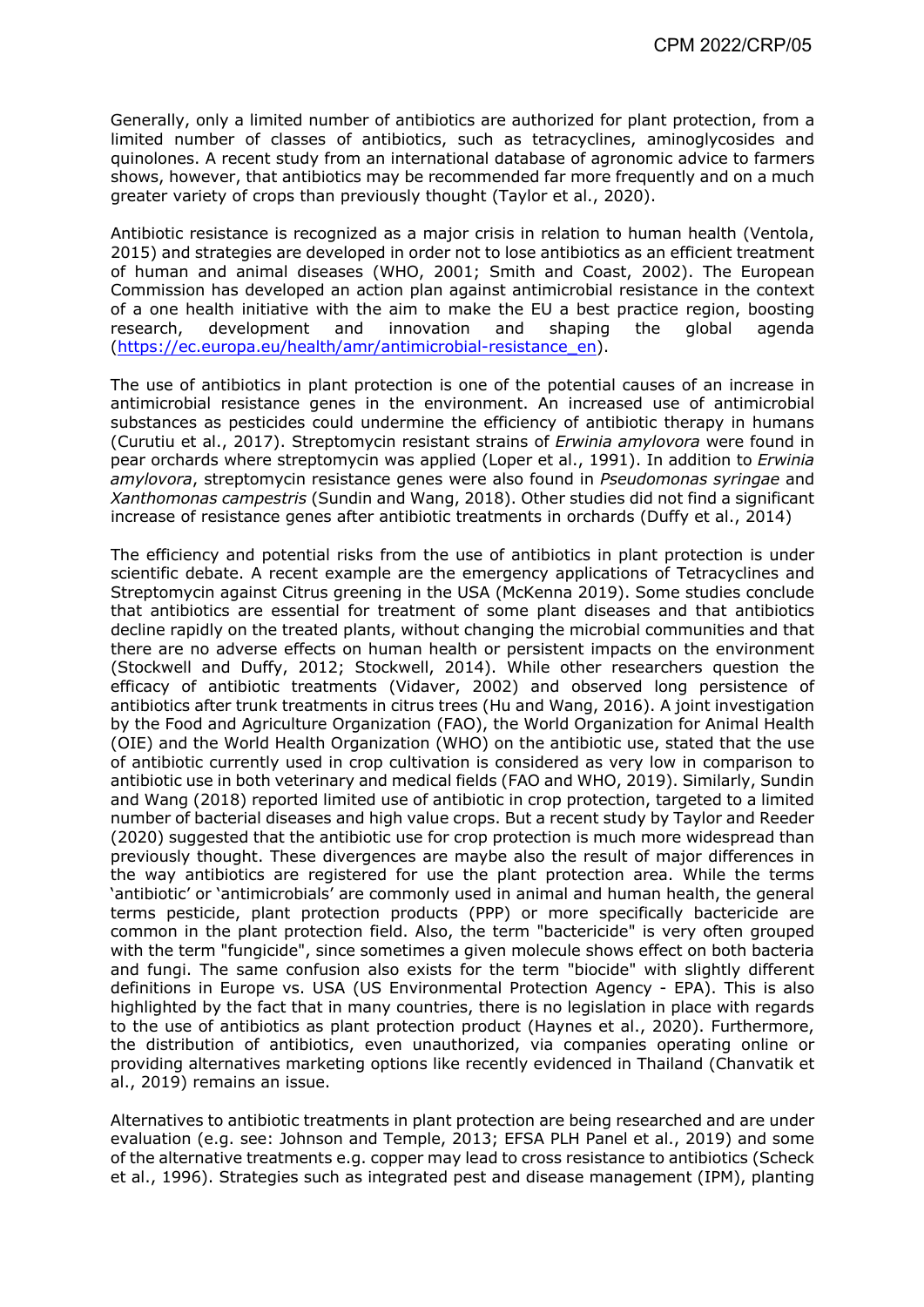Generally, only a limited number of antibiotics are authorized for plant protection, from a limited number of classes of antibiotics, such as tetracyclines, aminoglycosides and quinolones. A recent study from an international database of agronomic advice to farmers shows, however, that antibiotics may be recommended far more frequently and on a much greater variety of crops than previously thought (Taylor et al., 2020).

Antibiotic resistance is recognized as a major crisis in relation to human health (Ventola, 2015) and strategies are developed in order not to lose antibiotics as an efficient treatment of human and animal diseases (WHO, 2001; Smith and Coast, 2002). The European Commission has developed an action plan against antimicrobial resistance in the context of a one health initiative with the aim to make the EU a best practice region, boosting research, development and innovation and shaping the global agenda (https://ec.europa.eu/health/amr/antimicrobial-resistance_en).

The use of antibiotics in plant protection is one of the potential causes of an increase in antimicrobial resistance genes in the environment. An increased use of antimicrobial substances as pesticides could undermine the efficiency of antibiotic therapy in humans (Curutiu et al., 2017). Streptomycin resistant strains of *Erwinia amylovora* were found in pear orchards where streptomycin was applied (Loper et al., 1991). In addition to *Erwinia amylovora*, streptomycin resistance genes were also found in *Pseudomonas syringae* and *Xanthomonas campestris* (Sundin and Wang, 2018). Other studies did not find a significant increase of resistance genes after antibiotic treatments in orchards (Duffy et al., 2014)

The efficiency and potential risks from the use of antibiotics in plant protection is under scientific debate. A recent example are the emergency applications of Tetracyclines and Streptomycin against Citrus greening in the USA (McKenna 2019). Some studies conclude that antibiotics are essential for treatment of some plant diseases and that antibiotics decline rapidly on the treated plants, without changing the microbial communities and that there are no adverse effects on human health or persistent impacts on the environment (Stockwell and Duffy, 2012; Stockwell, 2014). While other researchers question the efficacy of antibiotic treatments (Vidaver, 2002) and observed long persistence of antibiotics after trunk treatments in citrus trees (Hu and Wang, 2016). A joint investigation by the Food and Agriculture Organization (FAO), the World Organization for Animal Health (OIE) and the World Health Organization (WHO) on the antibiotic use, stated that the use of antibiotic currently used in crop cultivation is considered as very low in comparison to antibiotic use in both veterinary and medical fields (FAO and WHO, 2019). Similarly, Sundin and Wang (2018) reported limited use of antibiotic in crop protection, targeted to a limited number of bacterial diseases and high value crops. But a recent study by Taylor and Reeder (2020) suggested that the antibiotic use for crop protection is much more widespread than previously thought. These divergences are maybe also the result of major differences in the way antibiotics are registered for use the plant protection area. While the terms 'antibiotic' or 'antimicrobials' are commonly used in animal and human health, the general terms pesticide, plant protection products (PPP) or more specifically bactericide are common in the plant protection field. Also, the term "bactericide" is very often grouped with the term "fungicide", since sometimes a given molecule shows effect on both bacteria and fungi. The same confusion also exists for the term "biocide" with slightly different definitions in Europe vs. USA (US Environmental Protection Agency - EPA). This is also highlighted by the fact that in many countries, there is no legislation in place with regards to the use of antibiotics as plant protection product (Haynes et al., 2020). Furthermore, the distribution of antibiotics, even unauthorized, via companies operating online or providing alternatives marketing options like recently evidenced in Thailand (Chanvatik et al., 2019) remains an issue.

Alternatives to antibiotic treatments in plant protection are being researched and are under evaluation (e.g. see: Johnson and Temple, 2013; EFSA PLH Panel et al., 2019) and some of the alternative treatments e.g. copper may lead to cross resistance to antibiotics (Scheck et al., 1996). Strategies such as integrated pest and disease management (IPM), planting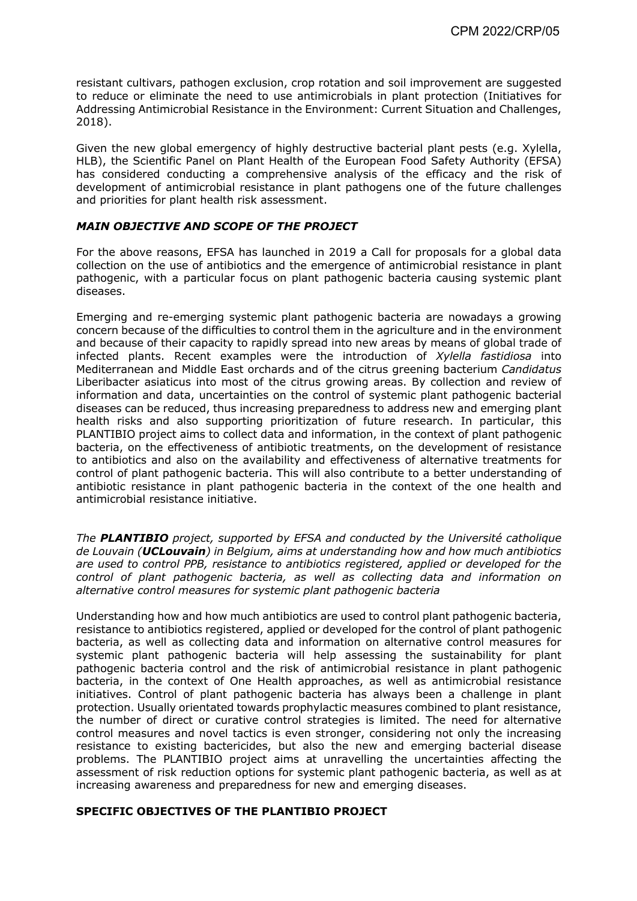resistant cultivars, pathogen exclusion, crop rotation and soil improvement are suggested to reduce or eliminate the need to use antimicrobials in plant protection (Initiatives for Addressing Antimicrobial Resistance in the Environment: Current Situation and Challenges, 2018).

Given the new global emergency of highly destructive bacterial plant pests (e.g. Xylella, HLB), the Scientific Panel on Plant Health of the European Food Safety Authority (EFSA) has considered conducting a comprehensive analysis of the efficacy and the risk of development of antimicrobial resistance in plant pathogens one of the future challenges and priorities for plant health risk assessment.

### *MAIN OBJECTIVE AND SCOPE OF THE PROJECT*

For the above reasons, EFSA has launched in 2019 a Call for proposals for a global data collection on the use of antibiotics and the emergence of antimicrobial resistance in plant pathogenic, with a particular focus on plant pathogenic bacteria causing systemic plant diseases.

Emerging and re-emerging systemic plant pathogenic bacteria are nowadays a growing concern because of the difficulties to control them in the agriculture and in the environment and because of their capacity to rapidly spread into new areas by means of global trade of infected plants. Recent examples were the introduction of *Xylella fastidiosa* into Mediterranean and Middle East orchards and of the citrus greening bacterium *Candidatus* Liberibacter asiaticus into most of the citrus growing areas. By collection and review of information and data, uncertainties on the control of systemic plant pathogenic bacterial diseases can be reduced, thus increasing preparedness to address new and emerging plant health risks and also supporting prioritization of future research. In particular, this PLANTIBIO project aims to collect data and information, in the context of plant pathogenic bacteria, on the effectiveness of antibiotic treatments, on the development of resistance to antibiotics and also on the availability and effectiveness of alternative treatments for control of plant pathogenic bacteria. This will also contribute to a better understanding of antibiotic resistance in plant pathogenic bacteria in the context of the one health and antimicrobial resistance initiative.

*The **PLANTIBIO** project, supported by EFSA and conducted by the Université catholique de Louvain (**UCLouvain**) in Belgium, aims at understanding how and how much antibiotics are used to control PPB, resistance to antibiotics registered, applied or developed for the control of plant pathogenic bacteria, as well as collecting data and information on alternative control measures for systemic plant pathogenic bacteria*

Understanding how and how much antibiotics are used to control plant pathogenic bacteria, resistance to antibiotics registered, applied or developed for the control of plant pathogenic bacteria, as well as collecting data and information on alternative control measures for systemic plant pathogenic bacteria will help assessing the sustainability for plant pathogenic bacteria control and the risk of antimicrobial resistance in plant pathogenic bacteria, in the context of One Health approaches, as well as antimicrobial resistance initiatives. Control of plant pathogenic bacteria has always been a challenge in plant protection. Usually orientated towards prophylactic measures combined to plant resistance, the number of direct or curative control strategies is limited. The need for alternative control measures and novel tactics is even stronger, considering not only the increasing resistance to existing bactericides, but also the new and emerging bacterial disease problems. The PLANTIBIO project aims at unravelling the uncertainties affecting the assessment of risk reduction options for systemic plant pathogenic bacteria, as well as at increasing awareness and preparedness for new and emerging diseases.

### **SPECIFIC OBJECTIVES OF THE PLANTIBIO PROJECT**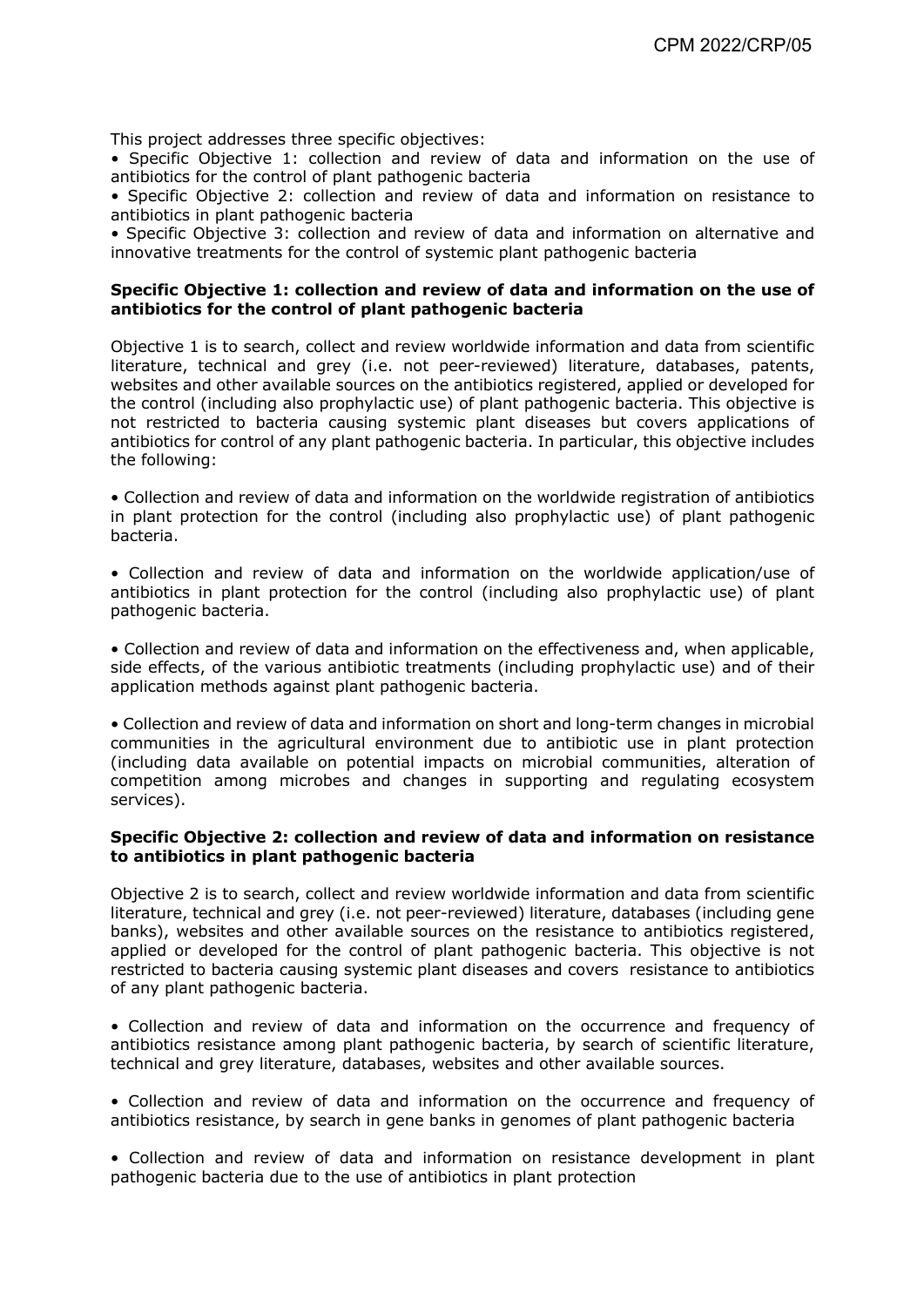This project addresses three specific objectives:

- Specific Objective 1: collection and review of data and information on the use of antibiotics for the control of plant pathogenic bacteria
- Specific Objective 2: collection and review of data and information on resistance to antibiotics in plant pathogenic bacteria
- Specific Objective 3: collection and review of data and information on alternative and innovative treatments for the control of systemic plant pathogenic bacteria

**Specific Objective 1: collection and review of data and information on the use of antibiotics for the control of plant pathogenic bacteria**

Objective 1 is to search, collect and review worldwide information and data from scientific literature, technical and grey (i.e. not peer-reviewed) literature, databases, patents, websites and other available sources on the antibiotics registered, applied or developed for the control (including also prophylactic use) of plant pathogenic bacteria. This objective is not restricted to bacteria causing systemic plant diseases but covers applications of antibiotics for control of any plant pathogenic bacteria. In particular, this objective includes the following:

- Collection and review of data and information on the worldwide registration of antibiotics in plant protection for the control (including also prophylactic use) of plant pathogenic bacteria.

- Collection and review of data and information on the worldwide application/use of antibiotics in plant protection for the control (including also prophylactic use) of plant pathogenic bacteria.

- Collection and review of data and information on the effectiveness and, when applicable, side effects, of the various antibiotic treatments (including prophylactic use) and of their application methods against plant pathogenic bacteria.

- Collection and review of data and information on short and long-term changes in microbial communities in the agricultural environment due to antibiotic use in plant protection (including data available on potential impacts on microbial communities, alteration of competition among microbes and changes in supporting and regulating ecosystem services).

**Specific Objective 2: collection and review of data and information on resistance to antibiotics in plant pathogenic bacteria**

Objective 2 is to search, collect and review worldwide information and data from scientific literature, technical and grey (i.e. not peer-reviewed) literature, databases (including gene banks), websites and other available sources on the resistance to antibiotics registered, applied or developed for the control of plant pathogenic bacteria. This objective is not restricted to bacteria causing systemic plant diseases and covers resistance to antibiotics of any plant pathogenic bacteria.

- Collection and review of data and information on the occurrence and frequency of antibiotics resistance among plant pathogenic bacteria, by search of scientific literature, technical and grey literature, databases, websites and other available sources.

- Collection and review of data and information on the occurrence and frequency of antibiotics resistance, by search in gene banks in genomes of plant pathogenic bacteria

- Collection and review of data and information on resistance development in plant pathogenic bacteria due to the use of antibiotics in plant protection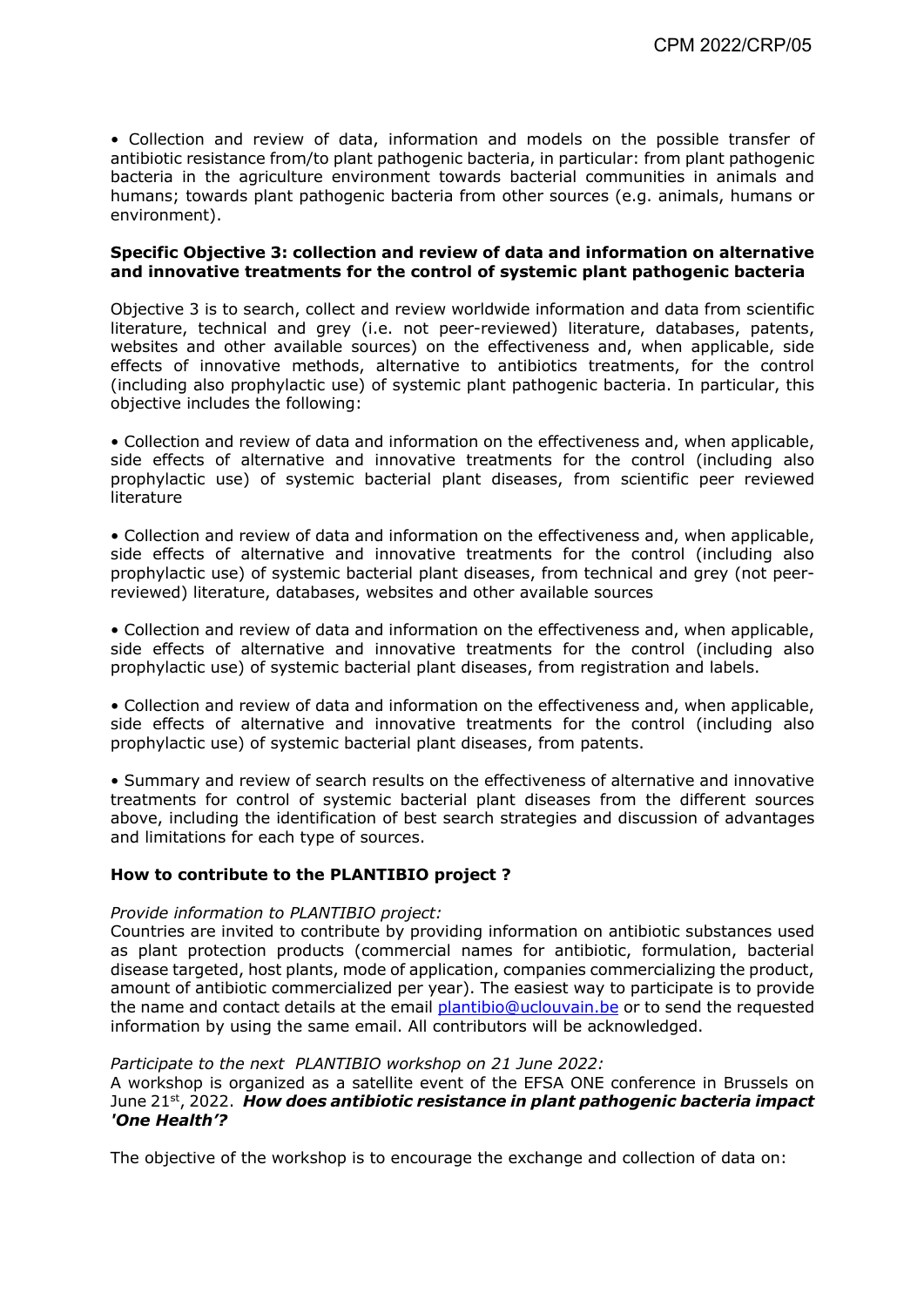• Collection and review of data, information and models on the possible transfer of antibiotic resistance from/to plant pathogenic bacteria, in particular: from plant pathogenic bacteria in the agriculture environment towards bacterial communities in animals and humans; towards plant pathogenic bacteria from other sources (e.g. animals, humans or environment).

**Specific Objective 3: collection and review of data and information on alternative and innovative treatments for the control of systemic plant pathogenic bacteria**

Objective 3 is to search, collect and review worldwide information and data from scientific literature, technical and grey (i.e. not peer-reviewed) literature, databases, patents, websites and other available sources) on the effectiveness and, when applicable, side effects of innovative methods, alternative to antibiotics treatments, for the control (including also prophylactic use) of systemic plant pathogenic bacteria. In particular, this objective includes the following:

• Collection and review of data and information on the effectiveness and, when applicable, side effects of alternative and innovative treatments for the control (including also prophylactic use) of systemic bacterial plant diseases, from scientific peer reviewed literature

• Collection and review of data and information on the effectiveness and, when applicable, side effects of alternative and innovative treatments for the control (including also prophylactic use) of systemic bacterial plant diseases, from technical and grey (not peer-reviewed) literature, databases, websites and other available sources

• Collection and review of data and information on the effectiveness and, when applicable, side effects of alternative and innovative treatments for the control (including also prophylactic use) of systemic bacterial plant diseases, from registration and labels.

• Collection and review of data and information on the effectiveness and, when applicable, side effects of alternative and innovative treatments for the control (including also prophylactic use) of systemic bacterial plant diseases, from patents.

• Summary and review of search results on the effectiveness of alternative and innovative treatments for control of systemic bacterial plant diseases from the different sources above, including the identification of best search strategies and discussion of advantages and limitations for each type of sources.

**How to contribute to the PLANTIBIO project ?**

*Provide information to PLANTIBIO project:*
Countries are invited to contribute by providing information on antibiotic substances used as plant protection products (commercial names for antibiotic, formulation, bacterial disease targeted, host plants, mode of application, companies commercializing the product, amount of antibiotic commercialized per year). The easiest way to participate is to provide the name and contact details at the email plantibio@uclouvain.be or to send the requested information by using the same email. All contributors will be acknowledged.

*Participate to the next PLANTIBIO workshop on 21 June 2022:*
A workshop is organized as a satellite event of the EFSA ONE conference in Brussels on June 21st, 2022. ***How does antibiotic resistance in plant pathogenic bacteria impact 'One Health'?***

The objective of the workshop is to encourage the exchange and collection of data on: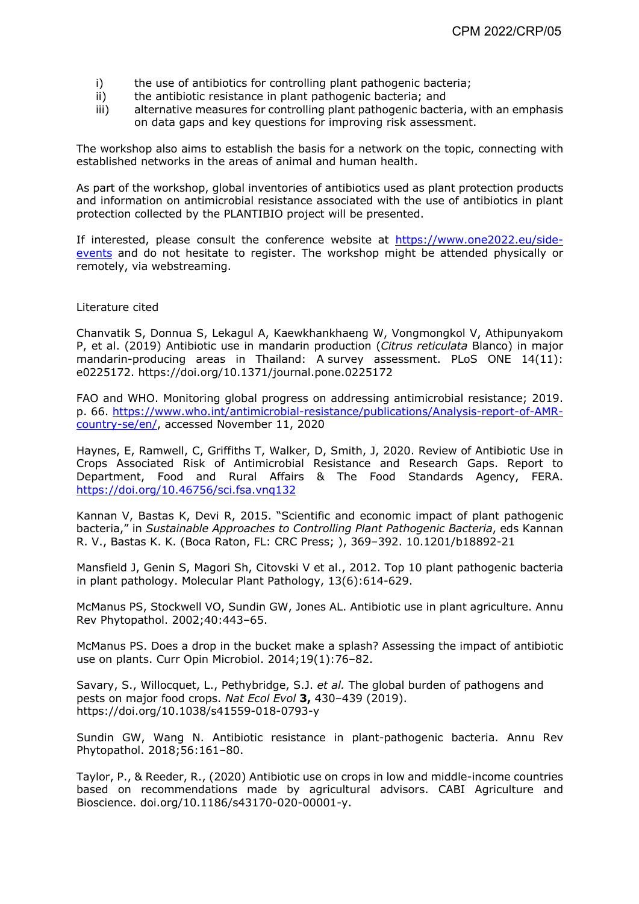i) the use of antibiotics for controlling plant pathogenic bacteria;
ii) the antibiotic resistance in plant pathogenic bacteria; and
iii) alternative measures for controlling plant pathogenic bacteria, with an emphasis on data gaps and key questions for improving risk assessment.

The workshop also aims to establish the basis for a network on the topic, connecting with established networks in the areas of animal and human health.

As part of the workshop, global inventories of antibiotics used as plant protection products and information on antimicrobial resistance associated with the use of antibiotics in plant protection collected by the PLANTIBIO project will be presented.

If interested, please consult the conference website at [https://www.one2022.eu/side-events](https://www.one2022.eu/side-events) and do not hesitate to register. The workshop might be attended physically or remotely, via webstreaming.

Literature cited

Chanvatik S, Donnua S, Lekagul A, Kaewkhankhaeng W, Vongmongkol V, Athipunyakom P, et al. (2019) Antibiotic use in mandarin production (*Citrus reticulata* Blanco) in major mandarin-producing areas in Thailand: A survey assessment. PLoS ONE 14(11): e0225172. https://doi.org/10.1371/journal.pone.0225172

FAO and WHO. Monitoring global progress on addressing antimicrobial resistance; 2019. p. 66. [https://www.who.int/antimicrobial-resistance/publications/Analysis-report-of-AMR-country-se/en/](https://www.who.int/antimicrobial-resistance/publications/Analysis-report-of-AMR-country-se/en/), accessed November 11, 2020

Haynes, E, Ramwell, C, Griffiths T, Walker, D, Smith, J, 2020. Review of Antibiotic Use in Crops Associated Risk of Antimicrobial Resistance and Research Gaps. Report to Department, Food and Rural Affairs & The Food Standards Agency, FERA. [https://doi.org/10.46756/sci.fsa.vnq132](https://doi.org/10.46756/sci.fsa.vnq132)

Kannan V, Bastas K, Devi R, 2015. "Scientific and economic impact of plant pathogenic bacteria," in *Sustainable Approaches to Controlling Plant Pathogenic Bacteria*, eds Kannan R. V., Bastas K. K. (Boca Raton, FL: CRC Press; ), 369–392. 10.1201/b18892-21

Mansfield J, Genin S, Magori Sh, Citovski V et al., 2012. Top 10 plant pathogenic bacteria in plant pathology. Molecular Plant Pathology, 13(6):614-629.

McManus PS, Stockwell VO, Sundin GW, Jones AL. Antibiotic use in plant agriculture. Annu Rev Phytopathol. 2002;40:443–65.

McManus PS. Does a drop in the bucket make a splash? Assessing the impact of antibiotic use on plants. Curr Opin Microbiol. 2014;19(1):76–82.

Savary, S., Willocquet, L., Pethybridge, S.J. *et al.* The global burden of pathogens and pests on major food crops. *Nat Ecol Evol* **3,** 430–439 (2019). https://doi.org/10.1038/s41559-018-0793-y

Sundin GW, Wang N. Antibiotic resistance in plant-pathogenic bacteria. Annu Rev Phytopathol. 2018;56:161–80.

Taylor, P., & Reeder, R., (2020) Antibiotic use on crops in low and middle-income countries based on recommendations made by agricultural advisors. CABI Agriculture and Bioscience. doi.org/10.1186/s43170-020-00001-y.